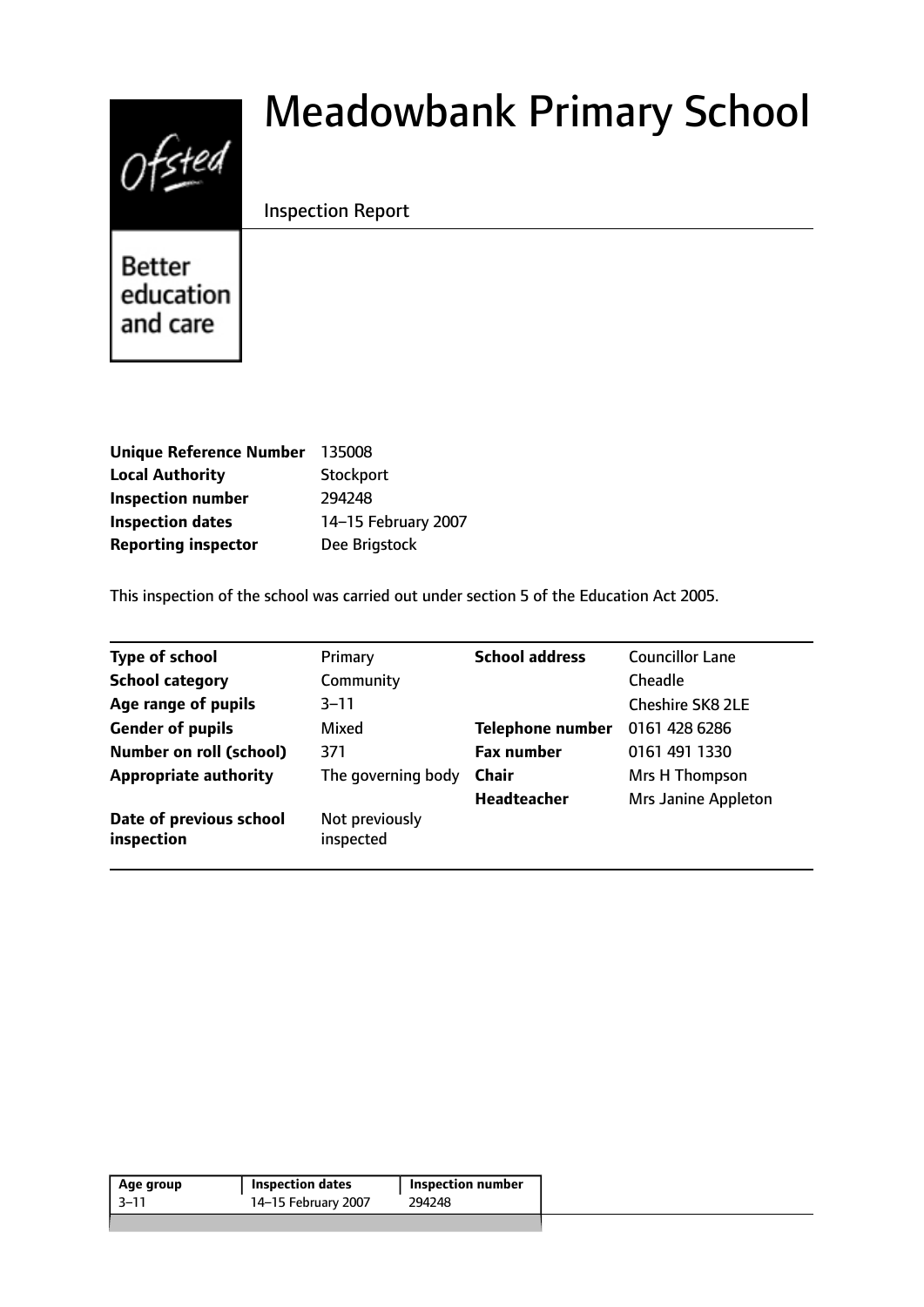# Meadowbank Primary School

Inspection Report

Better education and care

| | |
|---|---|
| **Unique Reference Number** | 135008 |
| **Local Authority** | Stockport |
| **Inspection number** | 294248 |
| **Inspection dates** | 14–15 February 2007 |
| **Reporting inspector** | Dee Brigstock |

This inspection of the school was carried out under section 5 of the Education Act 2005.

| | | | |
|---|---|---|---|
| **Type of school** | Primary | **School address** | Councillor Lane |
| **School category** | Community | | Cheadle |
| **Age range of pupils** | 3–11 | | Cheshire SK8 2LE |
| **Gender of pupils** | Mixed | **Telephone number** | 0161 428 6286 |
| **Number on roll (school)** | 371 | **Fax number** | 0161 491 1330 |
| **Appropriate authority** | The governing body | **Chair** | Mrs H Thompson |
| | | **Headteacher** | Mrs Janine Appleton |
| **Date of previous school inspection** | Not previously inspected | | |

| Age group | Inspection dates | Inspection number |
|---|---|---|
| 3–11 | 14–15 February 2007 | 294248 |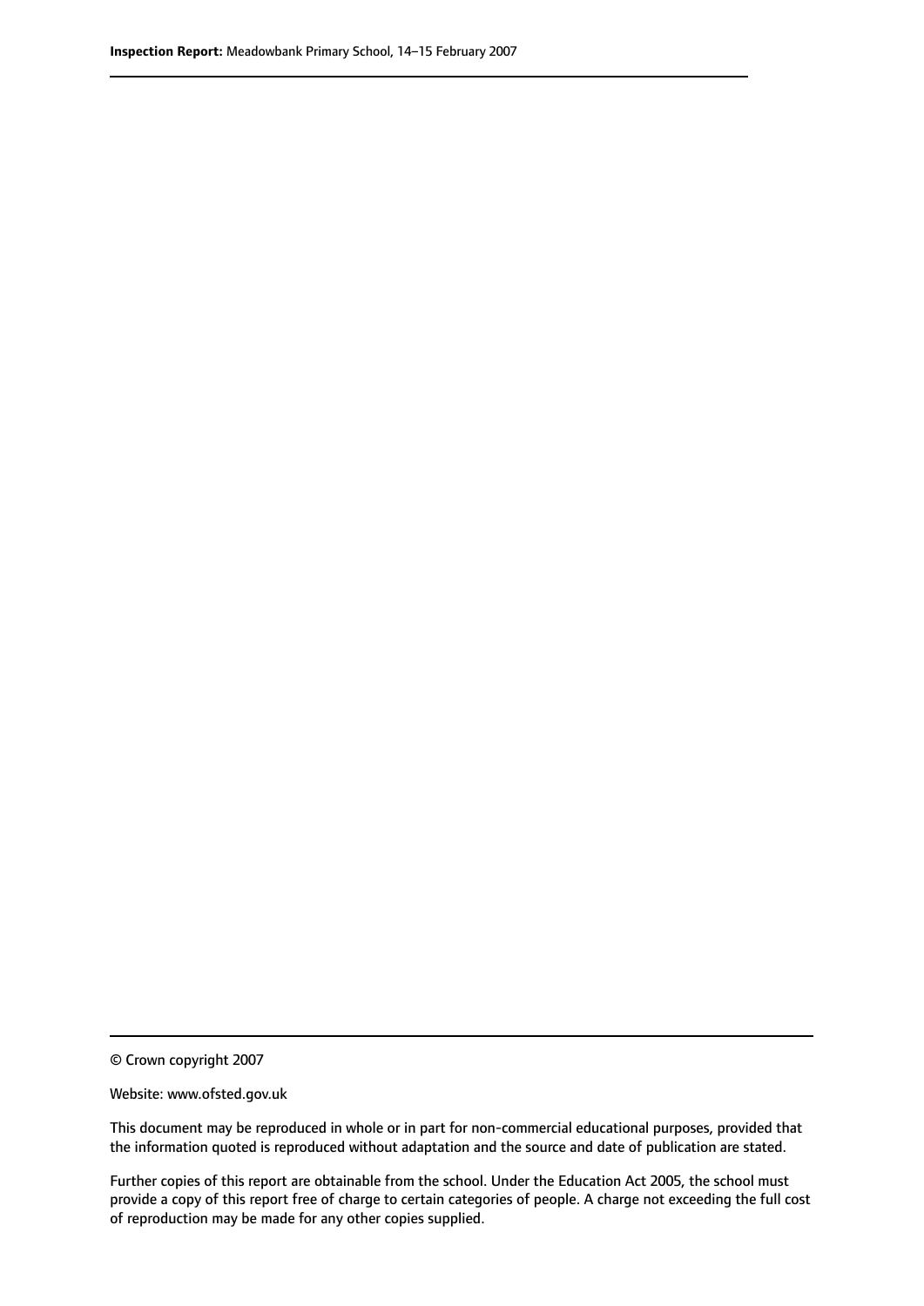© Crown copyright 2007

Website: www.ofsted.gov.uk

This document may be reproduced in whole or in part for non-commercial educational purposes, provided that the information quoted is reproduced without adaptation and the source and date of publication are stated.

Further copies of this report are obtainable from the school. Under the Education Act 2005, the school must provide a copy of this report free of charge to certain categories of people. A charge not exceeding the full cost of reproduction may be made for any other copies supplied.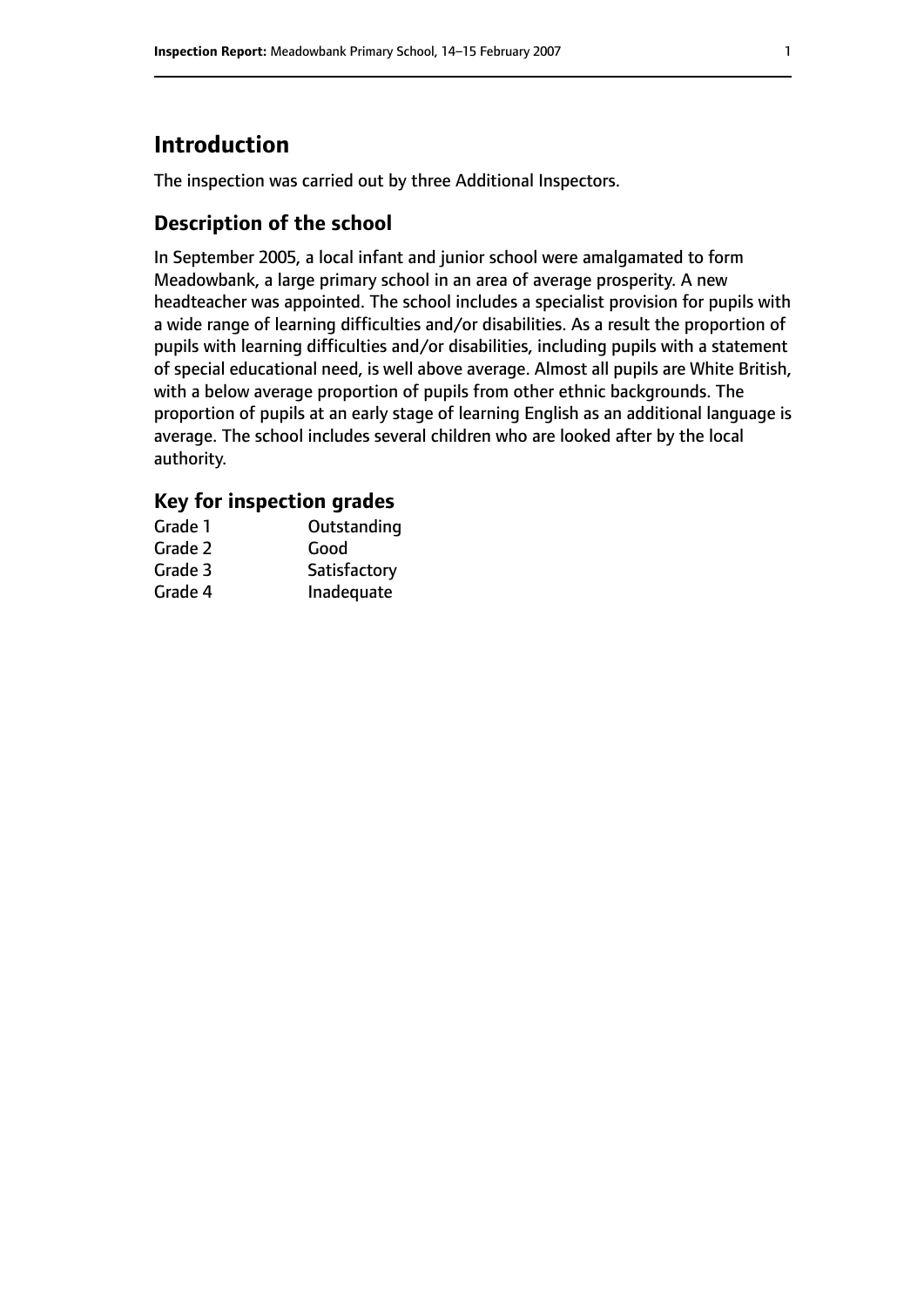## Introduction

The inspection was carried out by three Additional Inspectors.

### Description of the school

In September 2005, a local infant and junior school were amalgamated to form Meadowbank, a large primary school in an area of average prosperity. A new headteacher was appointed. The school includes a specialist provision for pupils with a wide range of learning difficulties and/or disabilities. As a result the proportion of pupils with learning difficulties and/or disabilities, including pupils with a statement of special educational need, is well above average. Almost all pupils are White British, with a below average proportion of pupils from other ethnic backgrounds. The proportion of pupils at an early stage of learning English as an additional language is average. The school includes several children who are looked after by the local authority.

### Key for inspection grades

| | |
|---|---|
| Grade 1 | Outstanding |
| Grade 2 | Good |
| Grade 3 | Satisfactory |
| Grade 4 | Inadequate |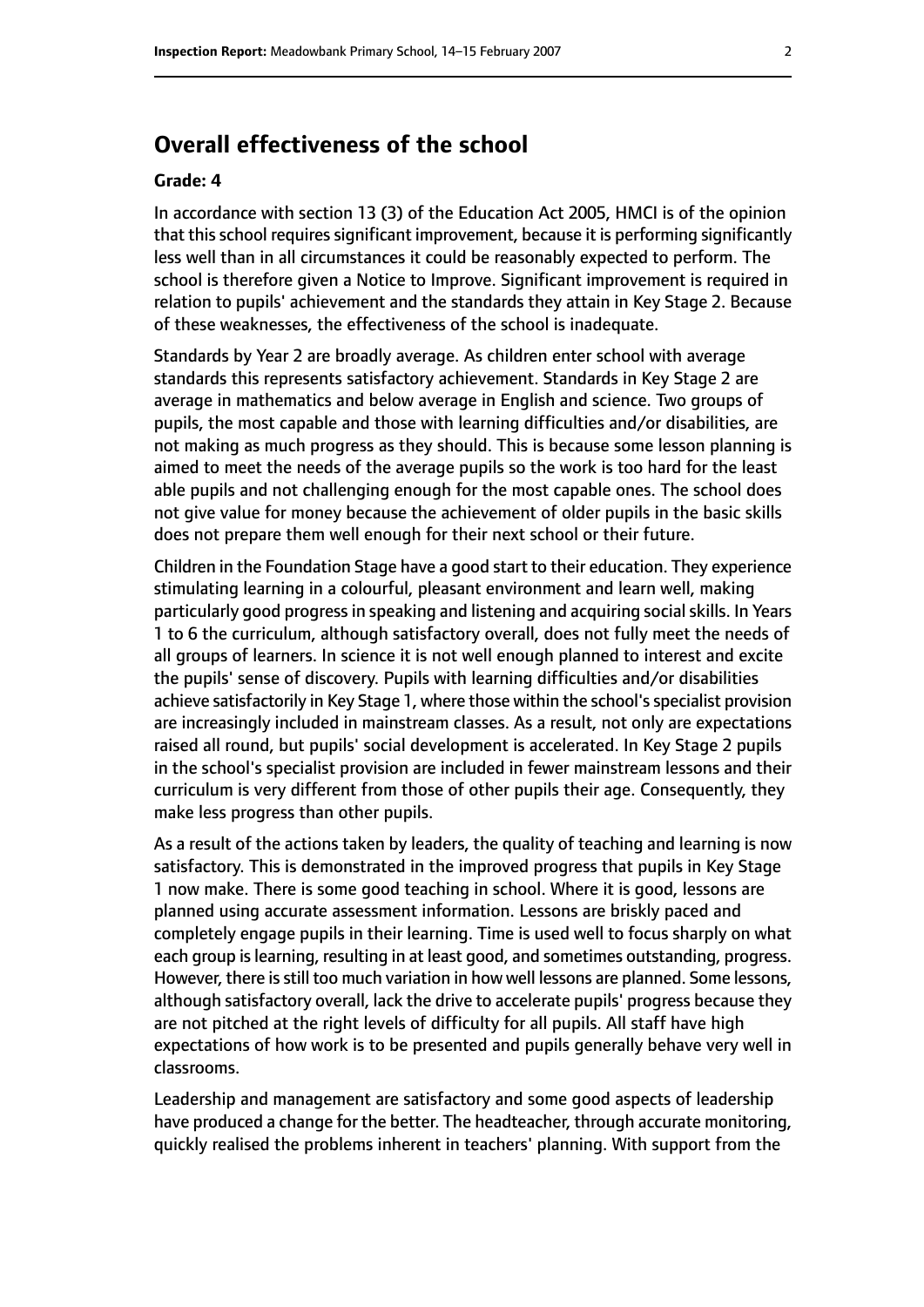## Overall effectiveness of the school

**Grade: 4**

In accordance with section 13 (3) of the Education Act 2005, HMCI is of the opinion that this school requires significant improvement, because it is performing significantly less well than in all circumstances it could be reasonably expected to perform. The school is therefore given a Notice to Improve. Significant improvement is required in relation to pupils' achievement and the standards they attain in Key Stage 2. Because of these weaknesses, the effectiveness of the school is inadequate.

Standards by Year 2 are broadly average. As children enter school with average standards this represents satisfactory achievement. Standards in Key Stage 2 are average in mathematics and below average in English and science. Two groups of pupils, the most capable and those with learning difficulties and/or disabilities, are not making as much progress as they should. This is because some lesson planning is aimed to meet the needs of the average pupils so the work is too hard for the least able pupils and not challenging enough for the most capable ones. The school does not give value for money because the achievement of older pupils in the basic skills does not prepare them well enough for their next school or their future.

Children in the Foundation Stage have a good start to their education. They experience stimulating learning in a colourful, pleasant environment and learn well, making particularly good progress in speaking and listening and acquiring social skills. In Years 1 to 6 the curriculum, although satisfactory overall, does not fully meet the needs of all groups of learners. In science it is not well enough planned to interest and excite the pupils' sense of discovery. Pupils with learning difficulties and/or disabilities achieve satisfactorily in Key Stage 1, where those within the school's specialist provision are increasingly included in mainstream classes. As a result, not only are expectations raised all round, but pupils' social development is accelerated. In Key Stage 2 pupils in the school's specialist provision are included in fewer mainstream lessons and their curriculum is very different from those of other pupils their age. Consequently, they make less progress than other pupils.

As a result of the actions taken by leaders, the quality of teaching and learning is now satisfactory. This is demonstrated in the improved progress that pupils in Key Stage 1 now make. There is some good teaching in school. Where it is good, lessons are planned using accurate assessment information. Lessons are briskly paced and completely engage pupils in their learning. Time is used well to focus sharply on what each group is learning, resulting in at least good, and sometimes outstanding, progress. However, there is still too much variation in how well lessons are planned. Some lessons, although satisfactory overall, lack the drive to accelerate pupils' progress because they are not pitched at the right levels of difficulty for all pupils. All staff have high expectations of how work is to be presented and pupils generally behave very well in classrooms.

Leadership and management are satisfactory and some good aspects of leadership have produced a change for the better. The headteacher, through accurate monitoring, quickly realised the problems inherent in teachers' planning. With support from the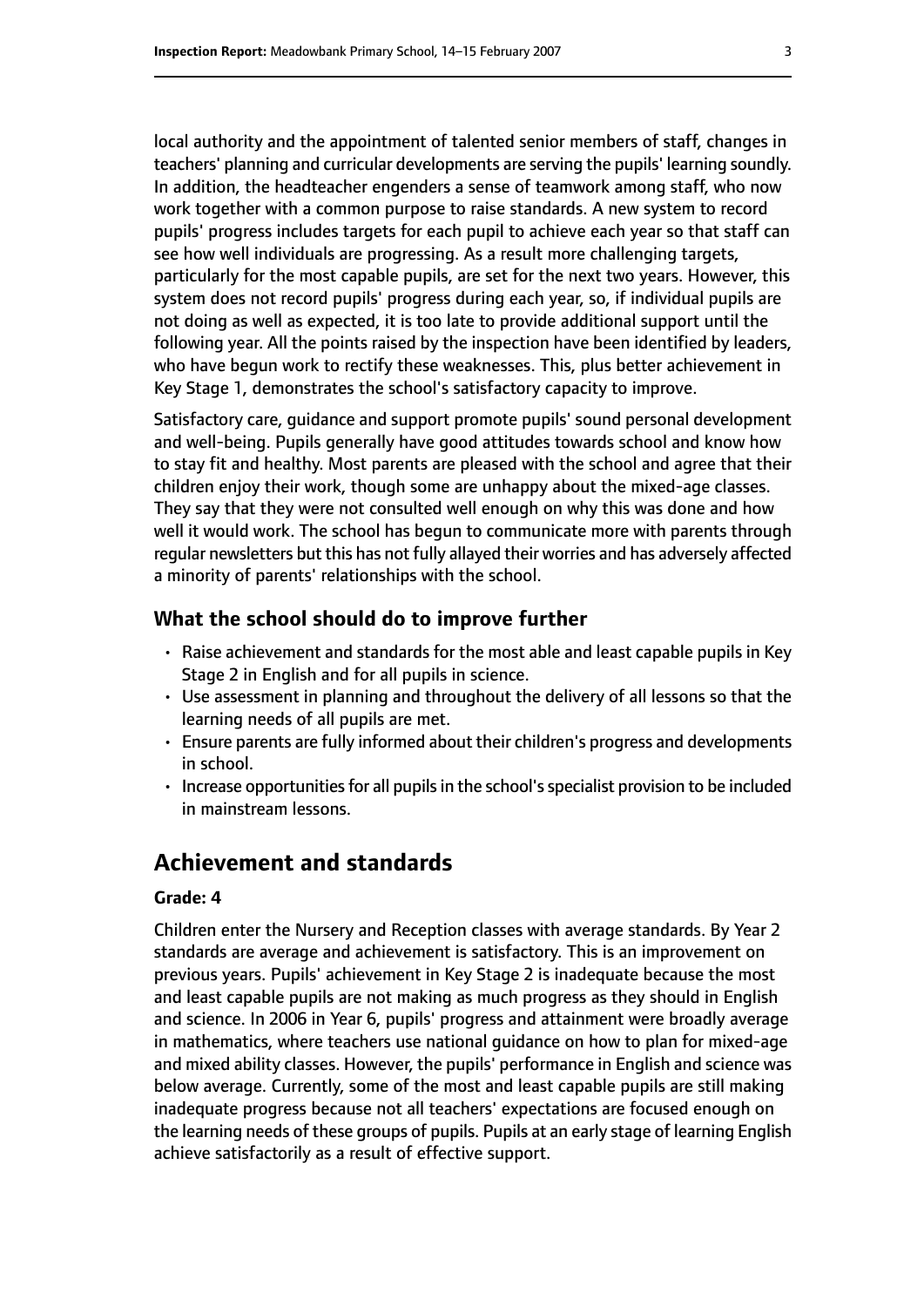local authority and the appointment of talented senior members of staff, changes in teachers' planning and curricular developments are serving the pupils' learning soundly. In addition, the headteacher engenders a sense of teamwork among staff, who now work together with a common purpose to raise standards. A new system to record pupils' progress includes targets for each pupil to achieve each year so that staff can see how well individuals are progressing. As a result more challenging targets, particularly for the most capable pupils, are set for the next two years. However, this system does not record pupils' progress during each year, so, if individual pupils are not doing as well as expected, it is too late to provide additional support until the following year. All the points raised by the inspection have been identified by leaders, who have begun work to rectify these weaknesses. This, plus better achievement in Key Stage 1, demonstrates the school's satisfactory capacity to improve.

Satisfactory care, guidance and support promote pupils' sound personal development and well-being. Pupils generally have good attitudes towards school and know how to stay fit and healthy. Most parents are pleased with the school and agree that their children enjoy their work, though some are unhappy about the mixed-age classes. They say that they were not consulted well enough on why this was done and how well it would work. The school has begun to communicate more with parents through regular newsletters but this has not fully allayed their worries and has adversely affected a minority of parents' relationships with the school.

### What the school should do to improve further

- Raise achievement and standards for the most able and least capable pupils in Key Stage 2 in English and for all pupils in science.
- Use assessment in planning and throughout the delivery of all lessons so that the learning needs of all pupils are met.
- Ensure parents are fully informed about their children's progress and developments in school.
- Increase opportunities for all pupils in the school's specialist provision to be included in mainstream lessons.

## Achievement and standards

#### Grade: 4

Children enter the Nursery and Reception classes with average standards. By Year 2 standards are average and achievement is satisfactory. This is an improvement on previous years. Pupils' achievement in Key Stage 2 is inadequate because the most and least capable pupils are not making as much progress as they should in English and science. In 2006 in Year 6, pupils' progress and attainment were broadly average in mathematics, where teachers use national guidance on how to plan for mixed-age and mixed ability classes. However, the pupils' performance in English and science was below average. Currently, some of the most and least capable pupils are still making inadequate progress because not all teachers' expectations are focused enough on the learning needs of these groups of pupils. Pupils at an early stage of learning English achieve satisfactorily as a result of effective support.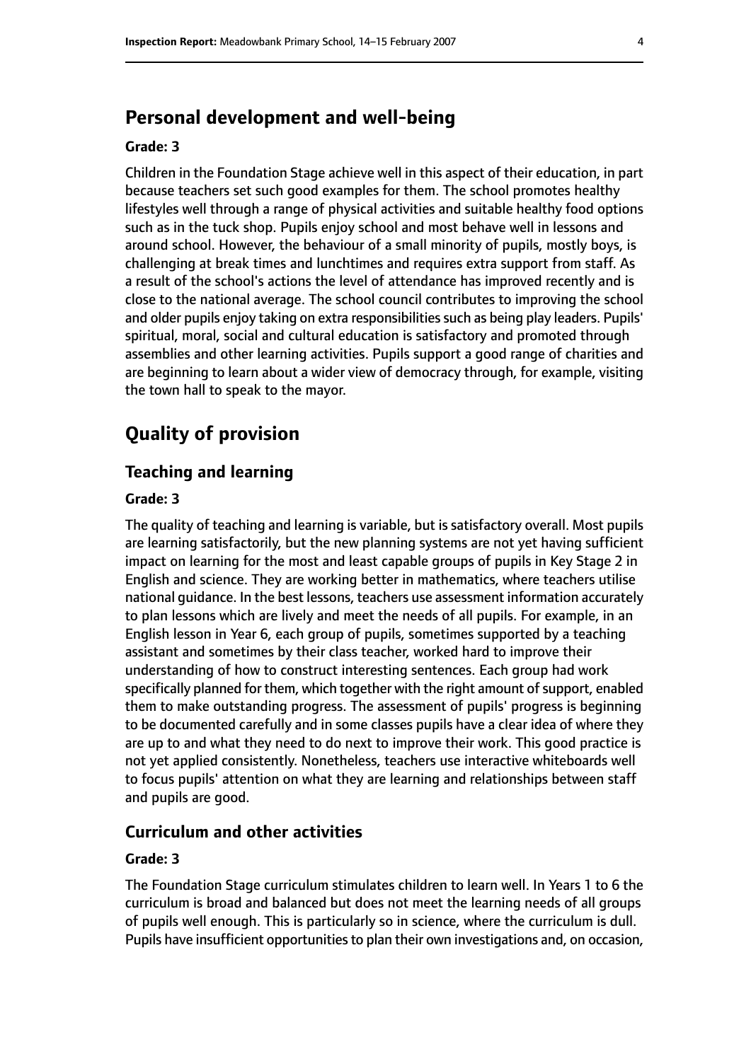## Personal development and well-being

**Grade: 3**

Children in the Foundation Stage achieve well in this aspect of their education, in part because teachers set such good examples for them. The school promotes healthy lifestyles well through a range of physical activities and suitable healthy food options such as in the tuck shop. Pupils enjoy school and most behave well in lessons and around school. However, the behaviour of a small minority of pupils, mostly boys, is challenging at break times and lunchtimes and requires extra support from staff. As a result of the school's actions the level of attendance has improved recently and is close to the national average. The school council contributes to improving the school and older pupils enjoy taking on extra responsibilities such as being play leaders. Pupils' spiritual, moral, social and cultural education is satisfactory and promoted through assemblies and other learning activities. Pupils support a good range of charities and are beginning to learn about a wider view of democracy through, for example, visiting the town hall to speak to the mayor.

# Quality of provision

## Teaching and learning

**Grade: 3**

The quality of teaching and learning is variable, but is satisfactory overall. Most pupils are learning satisfactorily, but the new planning systems are not yet having sufficient impact on learning for the most and least capable groups of pupils in Key Stage 2 in English and science. They are working better in mathematics, where teachers utilise national guidance. In the best lessons, teachers use assessment information accurately to plan lessons which are lively and meet the needs of all pupils. For example, in an English lesson in Year 6, each group of pupils, sometimes supported by a teaching assistant and sometimes by their class teacher, worked hard to improve their understanding of how to construct interesting sentences. Each group had work specifically planned for them, which together with the right amount of support, enabled them to make outstanding progress. The assessment of pupils' progress is beginning to be documented carefully and in some classes pupils have a clear idea of where they are up to and what they need to do next to improve their work. This good practice is not yet applied consistently. Nonetheless, teachers use interactive whiteboards well to focus pupils' attention on what they are learning and relationships between staff and pupils are good.

## Curriculum and other activities

**Grade: 3**

The Foundation Stage curriculum stimulates children to learn well. In Years 1 to 6 the curriculum is broad and balanced but does not meet the learning needs of all groups of pupils well enough. This is particularly so in science, where the curriculum is dull. Pupils have insufficient opportunities to plan their own investigations and, on occasion,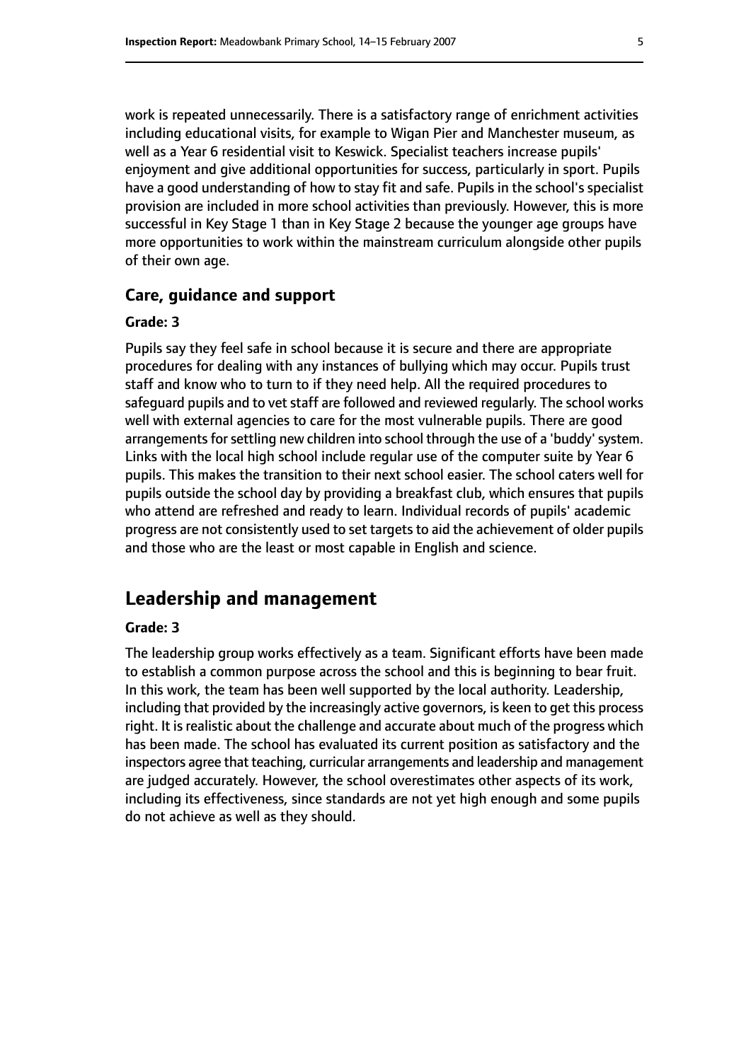work is repeated unnecessarily. There is a satisfactory range of enrichment activities including educational visits, for example to Wigan Pier and Manchester museum, as well as a Year 6 residential visit to Keswick. Specialist teachers increase pupils' enjoyment and give additional opportunities for success, particularly in sport. Pupils have a good understanding of how to stay fit and safe. Pupils in the school's specialist provision are included in more school activities than previously. However, this is more successful in Key Stage 1 than in Key Stage 2 because the younger age groups have more opportunities to work within the mainstream curriculum alongside other pupils of their own age.

### Care, guidance and support

#### Grade: 3

Pupils say they feel safe in school because it is secure and there are appropriate procedures for dealing with any instances of bullying which may occur. Pupils trust staff and know who to turn to if they need help. All the required procedures to safeguard pupils and to vet staff are followed and reviewed regularly. The school works well with external agencies to care for the most vulnerable pupils. There are good arrangements for settling new children into school through the use of a 'buddy' system. Links with the local high school include regular use of the computer suite by Year 6 pupils. This makes the transition to their next school easier. The school caters well for pupils outside the school day by providing a breakfast club, which ensures that pupils who attend are refreshed and ready to learn. Individual records of pupils' academic progress are not consistently used to set targets to aid the achievement of older pupils and those who are the least or most capable in English and science.

## Leadership and management

#### Grade: 3

The leadership group works effectively as a team. Significant efforts have been made to establish a common purpose across the school and this is beginning to bear fruit. In this work, the team has been well supported by the local authority. Leadership, including that provided by the increasingly active governors, is keen to get this process right. It is realistic about the challenge and accurate about much of the progress which has been made. The school has evaluated its current position as satisfactory and the inspectors agree that teaching, curricular arrangements and leadership and management are judged accurately. However, the school overestimates other aspects of its work, including its effectiveness, since standards are not yet high enough and some pupils do not achieve as well as they should.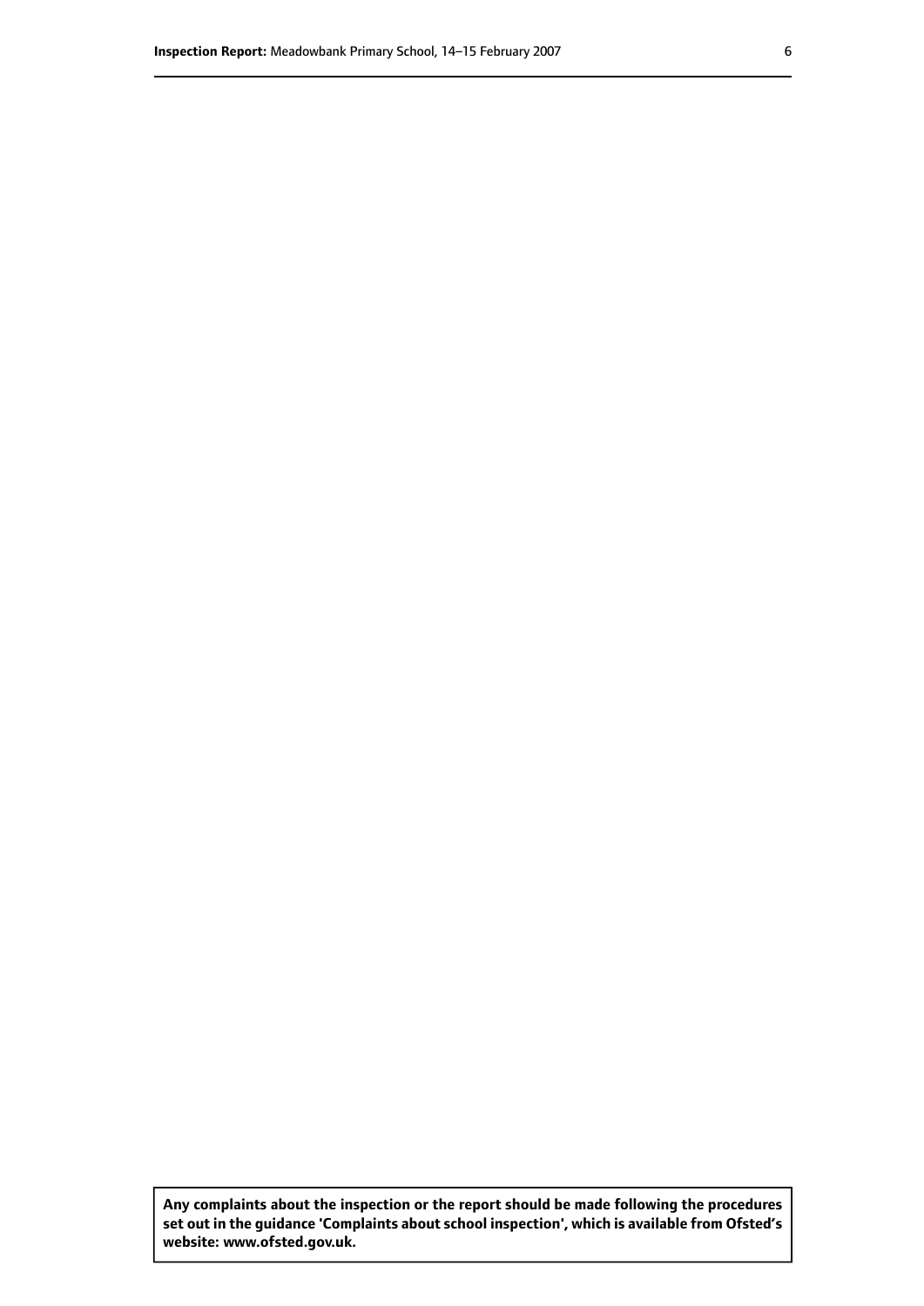**Any complaints about the inspection or the report should be made following the procedures set out in the guidance 'Complaints about school inspection', which is available from Ofsted's website: www.ofsted.gov.uk.**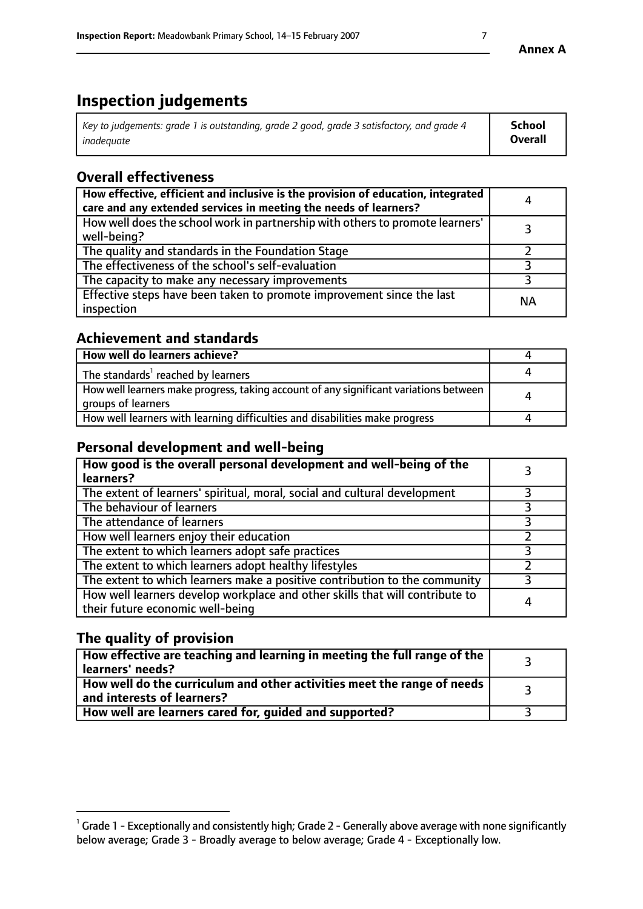Annex A

# Inspection judgements

| *Key to judgements: grade 1 is outstanding, grade 2 good, grade 3 satisfactory, and grade 4 inadequate* | **School Overall** |
|---|---|

## Overall effectiveness

| | |
|---|---|
| **How effective, efficient and inclusive is the provision of education, integrated care and any extended services in meeting the needs of learners?** | 4 |
| How well does the school work in partnership with others to promote learners' well-being? | 3 |
| The quality and standards in the Foundation Stage | 2 |
| The effectiveness of the school's self-evaluation | 3 |
| The capacity to make any necessary improvements | 3 |
| Effective steps have been taken to promote improvement since the last inspection | NA |

## Achievement and standards

| | |
|---|---|
| **How well do learners achieve?** | 4 |
| The standards[1] reached by learners | 4 |
| How well learners make progress, taking account of any significant variations between groups of learners | 4 |
| How well learners with learning difficulties and disabilities make progress | 4 |

## Personal development and well-being

| | |
|---|---|
| **How good is the overall personal development and well-being of the learners?** | 3 |
| The extent of learners' spiritual, moral, social and cultural development | 3 |
| The behaviour of learners | 3 |
| The attendance of learners | 3 |
| How well learners enjoy their education | 2 |
| The extent to which learners adopt safe practices | 3 |
| The extent to which learners adopt healthy lifestyles | 2 |
| The extent to which learners make a positive contribution to the community | 3 |
| How well learners develop workplace and other skills that will contribute to their future economic well-being | 4 |

## The quality of provision

| | |
|---|---|
| **How effective are teaching and learning in meeting the full range of the learners' needs?** | 3 |
| **How well do the curriculum and other activities meet the range of needs and interests of learners?** | 3 |
| **How well are learners cared for, guided and supported?** | 3 |

[1] Grade 1 - Exceptionally and consistently high; Grade 2 - Generally above average with none significantly below average; Grade 3 - Broadly average to below average; Grade 4 - Exceptionally low.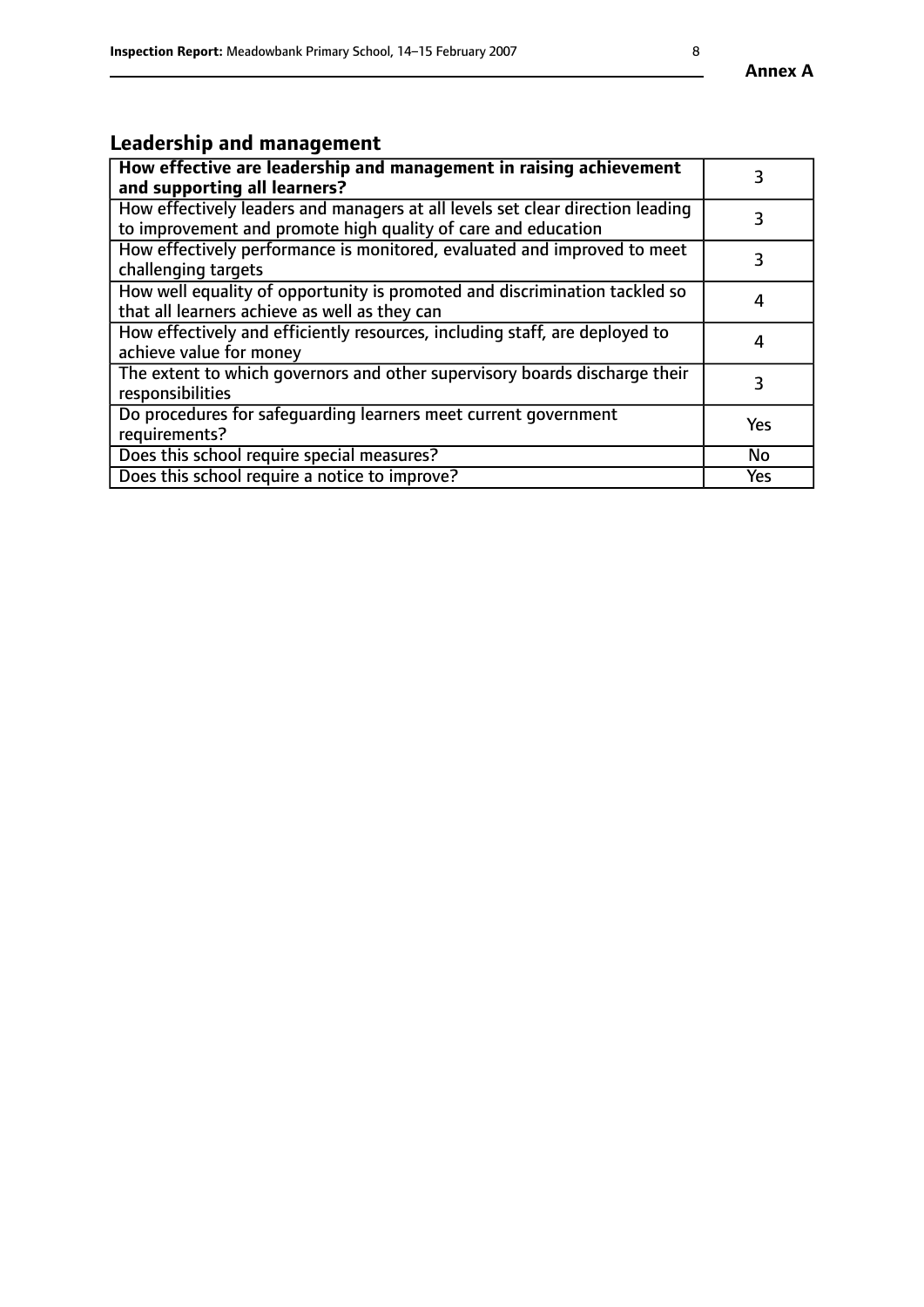## Leadership and management

| **How effective are leadership and management in raising achievement and supporting all learners?** | 3 |
|---|---|
| How effectively leaders and managers at all levels set clear direction leading to improvement and promote high quality of care and education | 3 |
| How effectively performance is monitored, evaluated and improved to meet challenging targets | 3 |
| How well equality of opportunity is promoted and discrimination tackled so that all learners achieve as well as they can | 4 |
| How effectively and efficiently resources, including staff, are deployed to achieve value for money | 4 |
| The extent to which governors and other supervisory boards discharge their responsibilities | 3 |
| Do procedures for safeguarding learners meet current government requirements? | Yes |
| Does this school require special measures? | No |
| Does this school require a notice to improve? | Yes |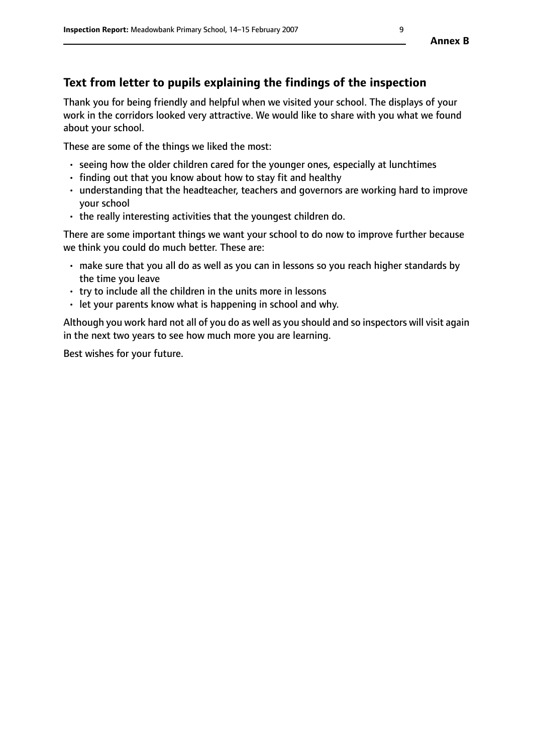## Text from letter to pupils explaining the findings of the inspection

Thank you for being friendly and helpful when we visited your school. The displays of your work in the corridors looked very attractive. We would like to share with you what we found about your school.

These are some of the things we liked the most:

- seeing how the older children cared for the younger ones, especially at lunchtimes
- finding out that you know about how to stay fit and healthy
- understanding that the headteacher, teachers and governors are working hard to improve your school
- the really interesting activities that the youngest children do.

There are some important things we want your school to do now to improve further because we think you could do much better. These are:

- make sure that you all do as well as you can in lessons so you reach higher standards by the time you leave
- try to include all the children in the units more in lessons
- let your parents know what is happening in school and why.

Although you work hard not all of you do as well as you should and so inspectors will visit again in the next two years to see how much more you are learning.

Best wishes for your future.